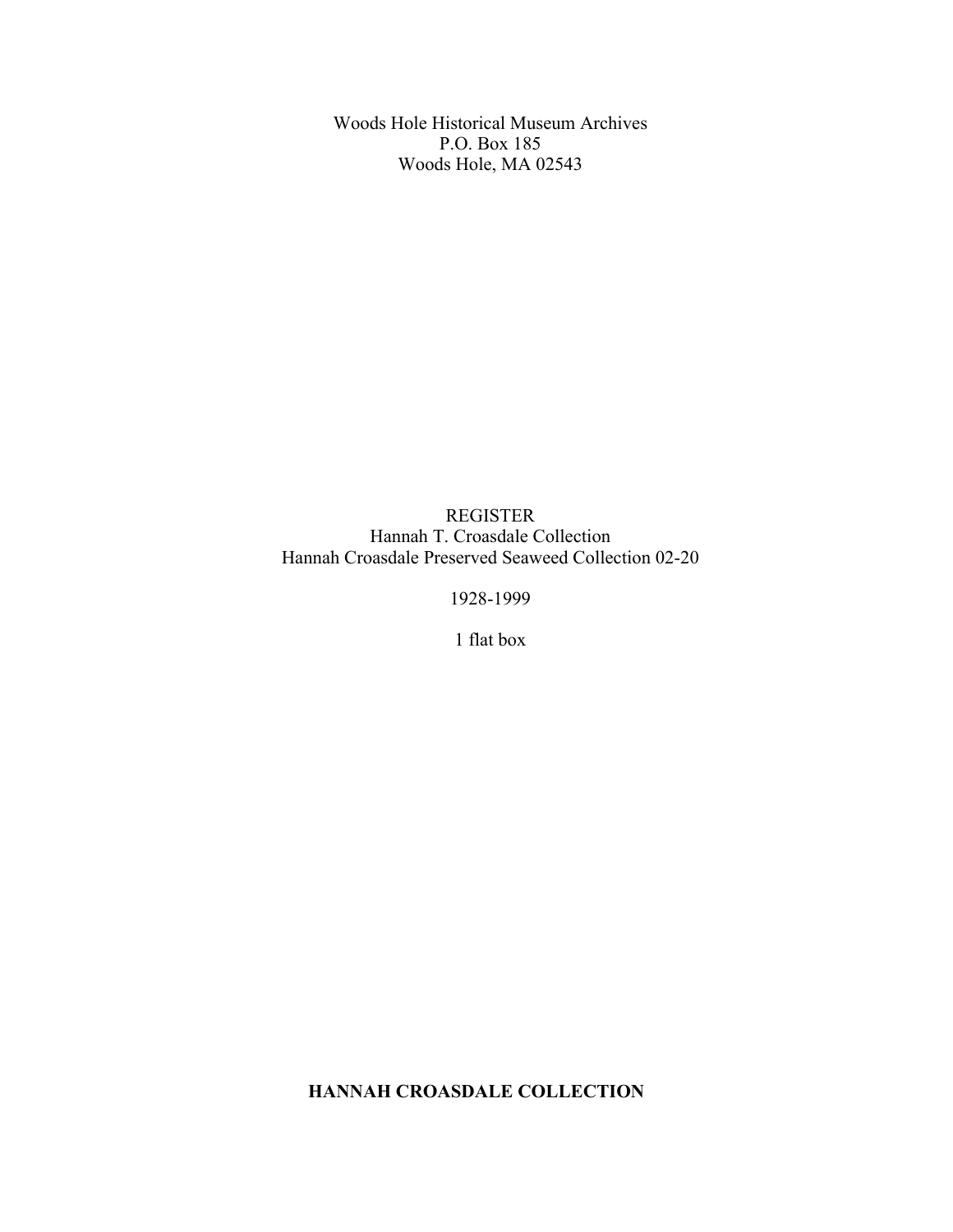Woods Hole Historical Museum Archives
P.O. Box 185
Woods Hole, MA 02543

REGISTER
Hannah T. Croasdale Collection
Hannah Croasdale Preserved Seaweed Collection 02-20

1928-1999

1 flat box

**HANNAH CROASDALE COLLECTION**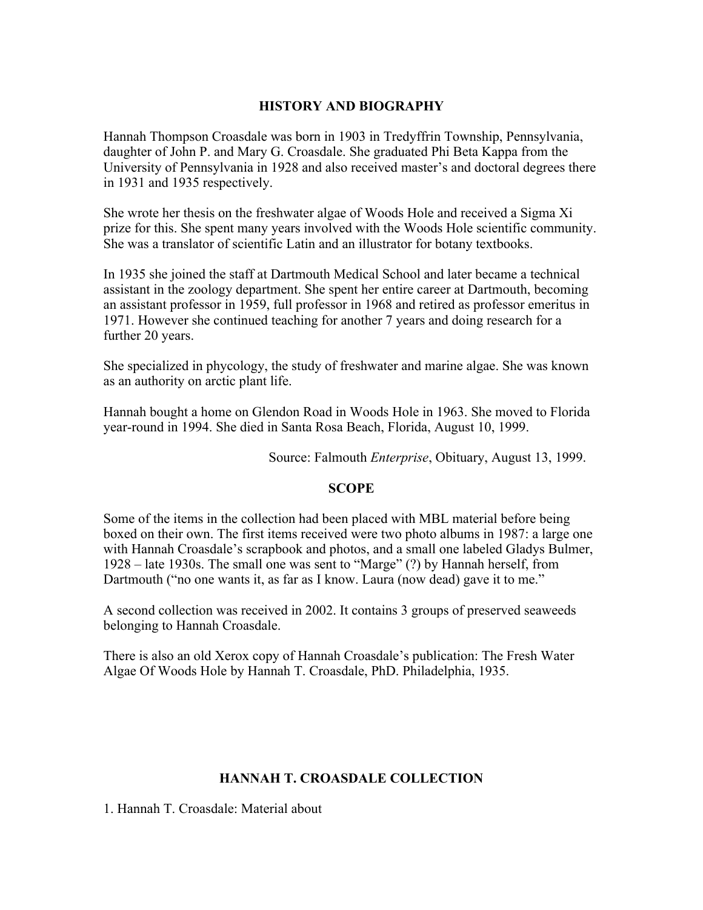## HISTORY AND BIOGRAPHY

Hannah Thompson Croasdale was born in 1903 in Tredyffrin Township, Pennsylvania, daughter of John P. and Mary G. Croasdale. She graduated Phi Beta Kappa from the University of Pennsylvania in 1928 and also received master's and doctoral degrees there in 1931 and 1935 respectively.

She wrote her thesis on the freshwater algae of Woods Hole and received a Sigma Xi prize for this. She spent many years involved with the Woods Hole scientific community. She was a translator of scientific Latin and an illustrator for botany textbooks.

In 1935 she joined the staff at Dartmouth Medical School and later became a technical assistant in the zoology department. She spent her entire career at Dartmouth, becoming an assistant professor in 1959, full professor in 1968 and retired as professor emeritus in 1971. However she continued teaching for another 7 years and doing research for a further 20 years.

She specialized in phycology, the study of freshwater and marine algae. She was known as an authority on arctic plant life.

Hannah bought a home on Glendon Road in Woods Hole in 1963. She moved to Florida year-round in 1994. She died in Santa Rosa Beach, Florida, August 10, 1999.

Source: Falmouth *Enterprise*, Obituary, August 13, 1999.

## SCOPE

Some of the items in the collection had been placed with MBL material before being boxed on their own. The first items received were two photo albums in 1987: a large one with Hannah Croasdale's scrapbook and photos, and a small one labeled Gladys Bulmer, 1928 – late 1930s. The small one was sent to "Marge" (?) by Hannah herself, from Dartmouth ("no one wants it, as far as I know. Laura (now dead) gave it to me."

A second collection was received in 2002. It contains 3 groups of preserved seaweeds belonging to Hannah Croasdale.

There is also an old Xerox copy of Hannah Croasdale's publication: The Fresh Water Algae Of Woods Hole by Hannah T. Croasdale, PhD. Philadelphia, 1935.

## HANNAH T. CROASDALE COLLECTION

1. Hannah T. Croasdale: Material about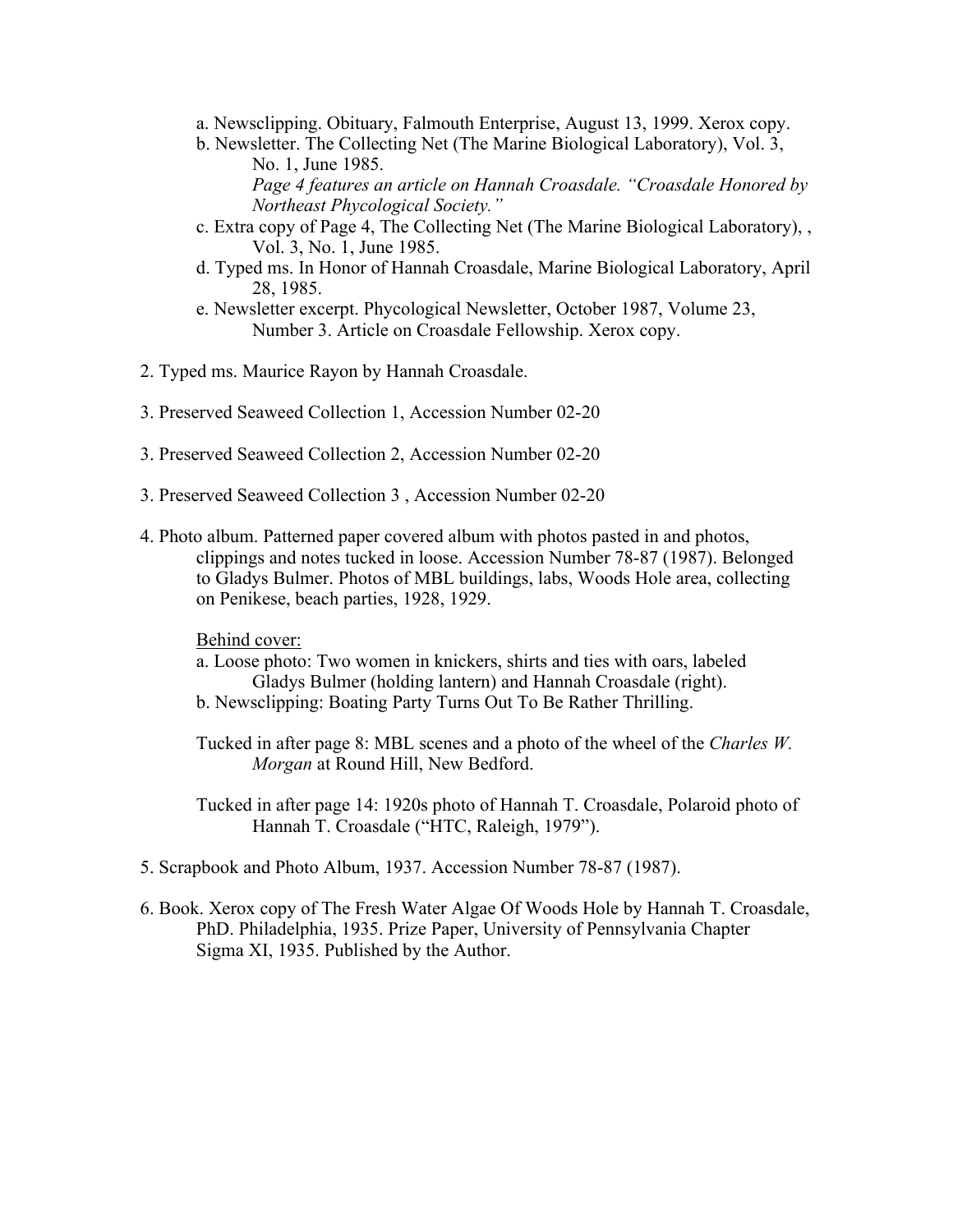a. Newsclipping. Obituary, Falmouth Enterprise, August 13, 1999. Xerox copy.

b. Newsletter. The Collecting Net (The Marine Biological Laboratory), Vol. 3, No. 1, June 1985.
*Page 4 features an article on Hannah Croasdale. "Croasdale Honored by Northeast Phycological Society."*

c. Extra copy of Page 4, The Collecting Net (The Marine Biological Laboratory), , Vol. 3, No. 1, June 1985.

d. Typed ms. In Honor of Hannah Croasdale, Marine Biological Laboratory, April 28, 1985.

e. Newsletter excerpt. Phycological Newsletter, October 1987, Volume 23, Number 3. Article on Croasdale Fellowship. Xerox copy.

2. Typed ms. Maurice Rayon by Hannah Croasdale.

3. Preserved Seaweed Collection 1, Accession Number 02-20

3. Preserved Seaweed Collection 2, Accession Number 02-20

3. Preserved Seaweed Collection 3 , Accession Number 02-20

4. Photo album. Patterned paper covered album with photos pasted in and photos, clippings and notes tucked in loose. Accession Number 78-87 (1987). Belonged to Gladys Bulmer. Photos of MBL buildings, labs, Woods Hole area, collecting on Penikese, beach parties, 1928, 1929.

<u>Behind cover:</u>

a. Loose photo: Two women in knickers, shirts and ties with oars, labeled Gladys Bulmer (holding lantern) and Hannah Croasdale (right).

b. Newsclipping: Boating Party Turns Out To Be Rather Thrilling.

Tucked in after page 8: MBL scenes and a photo of the wheel of the *Charles W. Morgan* at Round Hill, New Bedford.

Tucked in after page 14: 1920s photo of Hannah T. Croasdale, Polaroid photo of Hannah T. Croasdale ("HTC, Raleigh, 1979").

5. Scrapbook and Photo Album, 1937. Accession Number 78-87 (1987).

6. Book. Xerox copy of The Fresh Water Algae Of Woods Hole by Hannah T. Croasdale, PhD. Philadelphia, 1935. Prize Paper, University of Pennsylvania Chapter Sigma XI, 1935. Published by the Author.